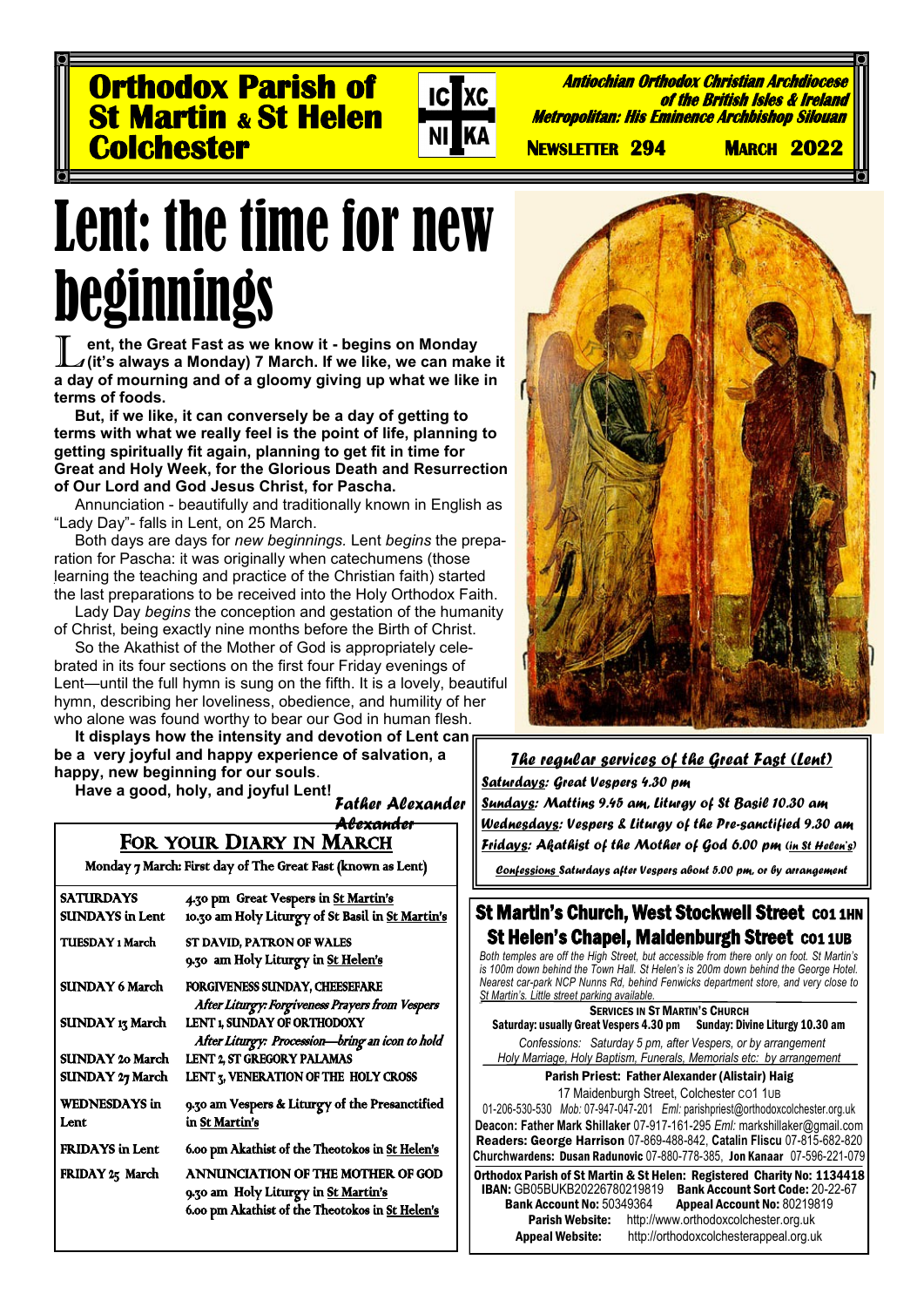# Orthodox Parish of St Martin & St Helen Colchester

IC XC NI KA

**Antiochian Orthodox Christian Archdiocese of the British Isles & Ireland**
**Metropolitan: His Eminence Archbishop Silouan**

NEWSLETTER 294 — MARCH 2022

# Lent: the time for new beginnings

**Lent, the Great Fast as we know it - begins on Monday (it's always a Monday) 7 March. If we like, we can make it a day of mourning and of a gloomy giving up what we like in terms of foods.**

**But, if we like, it can conversely be a day of getting to terms with what we really feel is the point of life, planning to getting spiritually fit again, planning to get fit in time for Great and Holy Week, for the Glorious Death and Resurrection of Our Lord and God Jesus Christ, for Pascha.**

Annunciation - beautifully and traditionally known in English as "Lady Day"- falls in Lent, on 25 March.

Both days are days for *new beginnings.* Lent *begins* the preparation for Pascha: it was originally when catechumens (those learning the teaching and practice of the Christian faith) started the last preparations to be received into the Holy Orthodox Faith.

Lady Day *begins* the conception and gestation of the humanity of Christ, being exactly nine months before the Birth of Christ.

So the Akathist of the Mother of God is appropriately celebrated in its four sections on the first four Friday evenings of Lent—until the full hymn is sung on the fifth. It is a lovely, beautiful hymn, describing her loveliness, obedience, and humility of her who alone was found worthy to bear our God in human flesh.

**It displays how the intensity and devotion of Lent can be a very joyful and happy experience of salvation, a happy, new beginning for our souls.**

**Have a good, holy, and joyful Lent!**

*Father Alexander*

## FOR YOUR DIARY IN MARCH

Monday 7 March: First day of The Great Fast (known as Lent)

| | |
|---|---|
| SATURDAYS | 4.30 pm Great Vespers in St Martin's |
| SUNDAYS in Lent | 10.30 am Holy Liturgy of St Basil in St Martin's |
| TUESDAY 1 March | ST DAVID, PATRON OF WALES<br>9.30 am Holy Liturgy in St Helen's |
| SUNDAY 6 March | FORGIVENESS SUNDAY, CHEESEFARE<br>*After Liturgy: Forgiveness Prayers from Vespers* |
| SUNDAY 13 March | LENT 1, SUNDAY OF ORTHODOXY<br>*After Liturgy: Procession—bring an icon to hold* |
| SUNDAY 20 March | LENT 2, ST GREGORY PALAMAS |
| SUNDAY 27 March | LENT 3, VENERATION OF THE HOLY CROSS |
| WEDNESDAYS in Lent | 9.30 am Vespers & Liturgy of the Presanctified in St Martin's |
| FRIDAYS in Lent | 6.00 pm Akathist of the Theotokos in St Helen's |
| FRIDAY 25 March | ANNUNCIATION OF THE MOTHER OF GOD<br>9.30 am Holy Liturgy in St Martin's<br>6.00 pm Akathist of the Theotokos in St Helen's |

### *The regular services of the Great Fast (Lent)*

*Saturdays: Great Vespers 4.30 pm*
*Sundays: Mattins 9.45 am, Liturgy of St Basil 10.30 am*
*Wednesdays: Vespers & Liturgy of the Pre-sanctified 9.30 am*
*Fridays: Akathist of the Mother of God 6.00 pm (in St Helen's)*

*Confessions Saturdays after Vespers about 5.00 pm, or by arrangement*

## St Martin's Church, West Stockwell Street CO1 1HN
## St Helen's Chapel, Maidenburgh Street CO1 1UB

*Both temples are off the High Street, but accessible from there only on foot. St Martin's is 100m down behind the Town Hall. St Helen's is 200m down behind the George Hotel. Nearest car-park NCP Nunns Rd, behind Fenwicks department store, and very close to St Martin's. Little street parking available.*

**SERVICES IN ST MARTIN'S CHURCH**
**Saturday: usually Great Vespers 4.30 pm Sunday: Divine Liturgy 10.30 am**
*Confessions: Saturday 5 pm, after Vespers, or by arrangement*
*Holy Marriage, Holy Baptism, Funerals, Memorials etc: by arrangement*

**Parish Priest: Father Alexander (Alistair) Haig**
17 Maidenburgh Street, Colchester CO1 1UB
01-206-530-530 *Mob:* 07-947-047-201 *Eml:* parishpriest@orthodoxcolchester.org.uk
**Deacon: Father Mark Shillaker** 07-917-161-295 *Eml:* markshillaker@gmail.com
**Readers: George Harrison** 07-869-488-842, **Catalin Fliscu** 07-815-682-820
**Churchwardens: Dusan Radunovic** 07-880-778-385, **Jon Kanaar** 07-596-221-079

**Orthodox Parish of St Martin & St Helen: Registered Charity No: 1134418**
**IBAN:** GB05BUKB20226780219819 **Bank Account Sort Code:** 20-22-67
**Bank Account No:** 50349364 **Appeal Account No:** 80219819
**Parish Website:** http://www.orthodoxcolchester.org.uk
**Appeal Website:** http://orthodoxcolchesterappeal.org.uk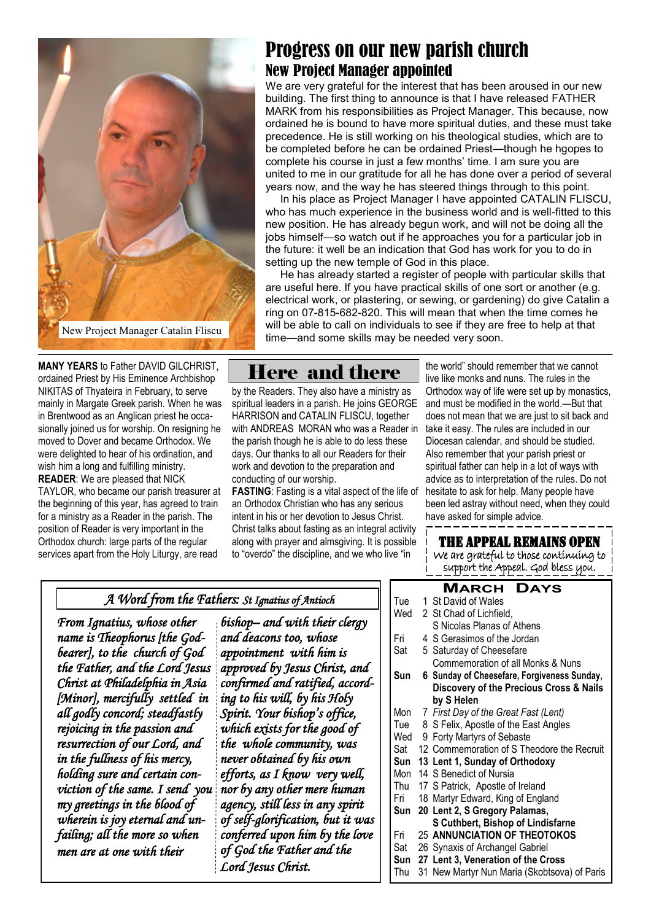New Project Manager Catalin Fliscu

# Progress on our new parish church

## New Project Manager appointed

We are very grateful for the interest that has been aroused in our new building. The first thing to announce is that I have released FATHER MARK from his responsibilities as Project Manager. This because, now ordained he is bound to have more spiritual duties, and these must take precedence. He is still working on his theological studies, which are to be completed before he can be ordained Priest—though he hgopes to complete his course in just a few months' time. I am sure you are united to me in our gratitude for all he has done over a period of several years now, and the way he has steered things through to this point.

In his place as Project Manager I have appointed CATALIN FLISCU, who has much experience in the business world and is well-fitted to this new position. He has already begun work, and will not be doing all the jobs himself—so watch out if he approaches you for a particular job in the future: it well be an indication that God has work for you to do in setting up the new temple of God in this place.

He has already started a register of people with particular skills that are useful here. If you have practical skills of one sort or another (e.g. electrical work, or plastering, or sewing, or gardening) do give Catalin a ring on 07-815-682-820. This will mean that when the time comes he will be able to call on individuals to see if they are free to help at that time—and some skills may be needed very soon.

# Here and there

**MANY YEARS** to Father DAVID GILCHRIST, ordained Priest by His Eminence Archbishop NIKITAS of Thyateira in February, to serve mainly in Margate Greek parish. When he was in Brentwood as an Anglican priest he occasionally joined us for worship. On resigning he moved to Dover and became Orthodox. We were delighted to hear of his ordination, and wish him a long and fulfilling ministry.

**READER**: We are pleased that NICK TAYLOR, who became our parish treasurer at the beginning of this year, has agreed to train for a ministry as a Reader in the parish. The position of Reader is very important in the Orthodox church: large parts of the regular services apart from the Holy Liturgy, are read by the Readers. They also have a ministry as spiritual leaders in a parish. He joins GEORGE HARRISON and CATALIN FLISCU, together with ANDREAS MORAN who was a Reader in the parish though he is able to do less these days. Our thanks to all our Readers for their work and devotion to the preparation and conducting of our worship.

**FASTING**: Fasting is a vital aspect of the life of an Orthodox Christian who has any serious intent in his or her devotion to Jesus Christ. Christ talks about fasting as an integral activity along with prayer and almsgiving. It is possible to "overdo" the discipline, and we who live "in the world" should remember that we cannot live like monks and nuns. The rules in the Orthodox way of life were set up by monastics, and must be modified in the world.—But that does not mean that we are just to sit back and take it easy. The rules are included in our Diocesan calendar, and should be studied. Also remember that your parish priest or spiritual father can help in a lot of ways with advice as to interpretation of the rules. Do not hesitate to ask for help. Many people have been led astray without need, when they could have asked for simple advice.

**THE APPEAL REMAINS OPEN**

We are grateful to those continuing to support the Appeal. God bless you.

### *A Word from the Fathers: St Ignatius of Antioch*

*From Ignatius, whose other name is Theophorus [the God-bearer], to the church of God the Father, and the Lord Jesus Christ at Philadelphia in Asia [Minor], mercifully settled in all godly concord; steadfastly rejoicing in the passion and resurrection of our Lord, and in the fullness of his mercy, holding sure and certain conviction of the same. I send you my greetings in the blood of wherein is joy eternal and unfailing; all the more so when men are at one with their bishop– and with their clergy and deacons too, whose appointment with him is approved by Jesus Christ, and confirmed and ratified, according to his will, by his Holy Spirit. Your bishop's office, which exists for the good of the whole community, was never obtained by his own efforts, as I know very well, nor by any other mere human agency, still less in any spirit of self-glorification, but it was conferred upon him by the love of God the Father and the Lord Jesus Christ.*

### March Days

| | | |
|---|---|---|
| Tue | 1 | St David of Wales |
| Wed | 2 | St Chad of Lichfield, S Nicolas Planas of Athens |
| Fri | 4 | S Gerasimos of the Jordan |
| Sat | 5 | Saturday of Cheesefare, Commemoration of all Monks & Nuns |
| **Sun** | **6** | **Sunday of Cheesefare, Forgiveness Sunday, Discovery of the Precious Cross & Nails by S Helen** |
| Mon | 7 | *First Day of the Great Fast (Lent)* |
| Tue | 8 | S Felix, Apostle of the East Angles |
| Wed | 9 | Forty Martyrs of Sebaste |
| Sat | 12 | Commemoration of S Theodore the Recruit |
| **Sun** | **13** | **Lent 1, Sunday of Orthodoxy** |
| Mon | 14 | S Benedict of Nursia |
| Thu | 17 | S Patrick, Apostle of Ireland |
| Fri | 18 | Martyr Edward, King of England |
| **Sun** | **20** | **Lent 2, S Gregory Palamas, S Cuthbert, Bishop of Lindisfarne** |
| Fri | 25 | **ANNUNCIATION OF THEOTOKOS** |
| Sat | 26 | Synaxis of Archangel Gabriel |
| **Sun** | **27** | **Lent 3, Veneration of the Cross** |
| Thu | 31 | New Martyr Nun Maria (Skobtsova) of Paris |